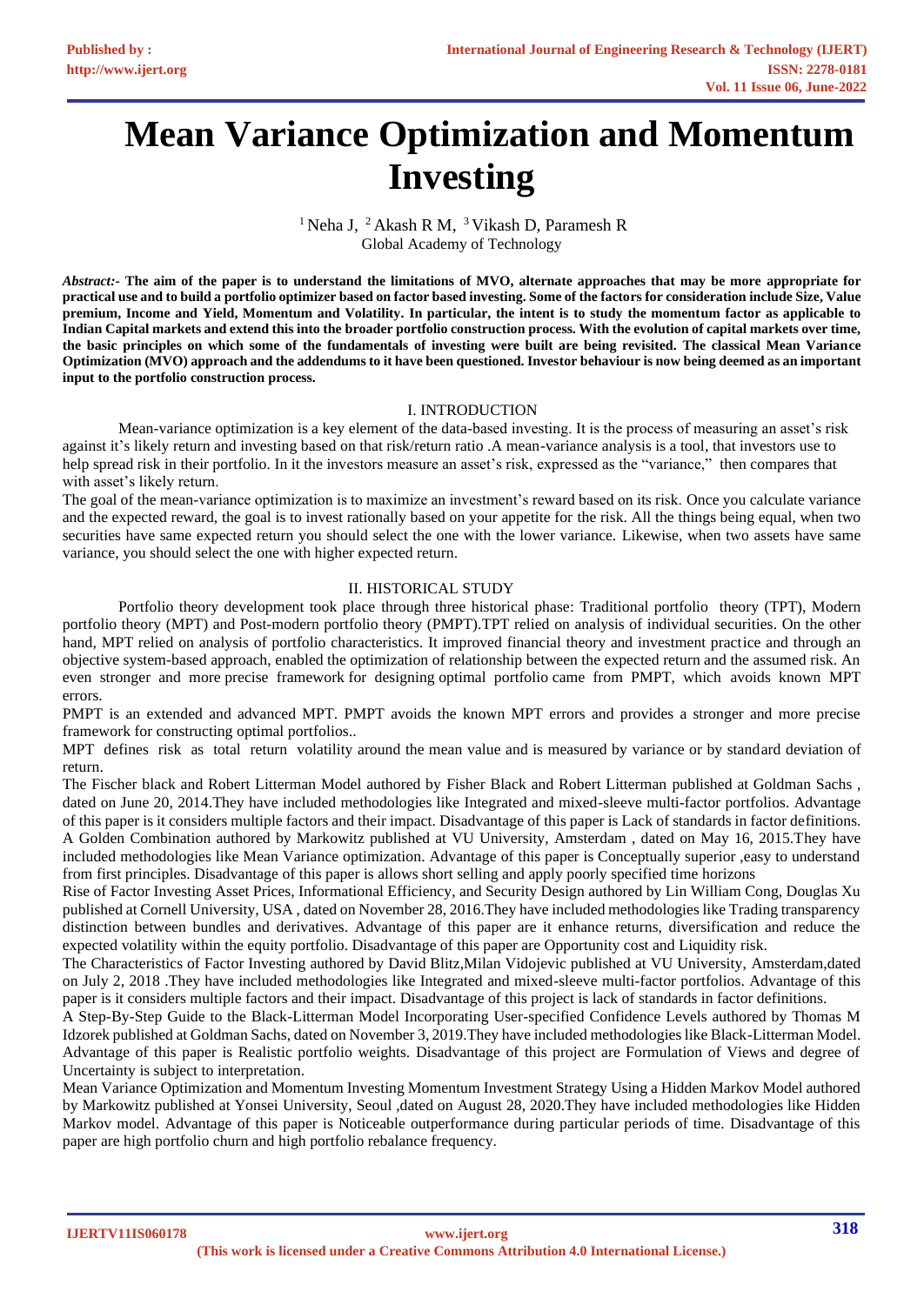# Mean Variance Optimization and Momentum Investing

[1] Neha J, [2] Akash R M, [3] Vikash D, Paramesh R
Global Academy of Technology

***Abstract:-*** **The aim of the paper is to understand the limitations of MVO, alternate approaches that may be more appropriate for practical use and to build a portfolio optimizer based on factor based investing. Some of the factors for consideration include Size, Value premium, Income and Yield, Momentum and Volatility. In particular, the intent is to study the momentum factor as applicable to Indian Capital markets and extend this into the broader portfolio construction process. With the evolution of capital markets over time, the basic principles on which some of the fundamentals of investing were built are being revisited. The classical Mean Variance Optimization (MVO) approach and the addendums to it have been questioned. Investor behaviour is now being deemed as an important input to the portfolio construction process.**

## I. INTRODUCTION

Mean-variance optimization is a key element of the data-based investing. It is the process of measuring an asset's risk against it's likely return and investing based on that risk/return ratio .A mean-variance analysis is a tool, that investors use to help spread risk in their portfolio. In it the investors measure an asset's risk, expressed as the "variance," then compares that with asset's likely return.

The goal of the mean-variance optimization is to maximize an investment's reward based on its risk. Once you calculate variance and the expected reward, the goal is to invest rationally based on your appetite for the risk. All the things being equal, when two securities have same expected return you should select the one with the lower variance. Likewise, when two assets have same variance, you should select the one with higher expected return.

## II. HISTORICAL STUDY

Portfolio theory development took place through three historical phase: Traditional portfolio theory (TPT), Modern portfolio theory (MPT) and Post-modern portfolio theory (PMPT).TPT relied on analysis of individual securities. On the other hand, MPT relied on analysis of portfolio characteristics. It improved financial theory and investment practice and through an objective system-based approach, enabled the optimization of relationship between the expected return and the assumed risk. An even stronger and more precise framework for designing optimal portfolio came from PMPT, which avoids known MPT errors.

PMPT is an extended and advanced MPT. PMPT avoids the known MPT errors and provides a stronger and more precise framework for constructing optimal portfolios..

MPT defines risk as total return volatility around the mean value and is measured by variance or by standard deviation of return.

The Fischer black and Robert Litterman Model authored by Fisher Black and Robert Litterman published at Goldman Sachs , dated on June 20, 2014.They have included methodologies like Integrated and mixed-sleeve multi-factor portfolios. Advantage of this paper is it considers multiple factors and their impact. Disadvantage of this paper is Lack of standards in factor definitions.

A Golden Combination authored by Markowitz published at VU University, Amsterdam , dated on May 16, 2015.They have included methodologies like Mean Variance optimization. Advantage of this paper is Conceptually superior ,easy to understand from first principles. Disadvantage of this paper is allows short selling and apply poorly specified time horizons

Rise of Factor Investing Asset Prices, Informational Efficiency, and Security Design authored by Lin William Cong, Douglas Xu published at Cornell University, USA , dated on November 28, 2016.They have included methodologies like Trading transparency distinction between bundles and derivatives. Advantage of this paper are it enhance returns, diversification and reduce the expected volatility within the equity portfolio. Disadvantage of this paper are Opportunity cost and Liquidity risk.

The Characteristics of Factor Investing authored by David Blitz,Milan Vidojevic published at VU University, Amsterdam,dated on July 2, 2018 .They have included methodologies like Integrated and mixed-sleeve multi-factor portfolios. Advantage of this paper is it considers multiple factors and their impact. Disadvantage of this project is lack of standards in factor definitions.

A Step-By-Step Guide to the Black-Litterman Model Incorporating User-specified Confidence Levels authored by Thomas M Idzorek published at Goldman Sachs, dated on November 3, 2019.They have included methodologies like Black-Litterman Model. Advantage of this paper is Realistic portfolio weights. Disadvantage of this project are Formulation of Views and degree of Uncertainty is subject to interpretation.

Mean Variance Optimization and Momentum Investing Momentum Investment Strategy Using a Hidden Markov Model authored by Markowitz published at Yonsei University, Seoul ,dated on August 28, 2020.They have included methodologies like Hidden Markov model. Advantage of this paper is Noticeable outperformance during particular periods of time. Disadvantage of this paper are high portfolio churn and high portfolio rebalance frequency.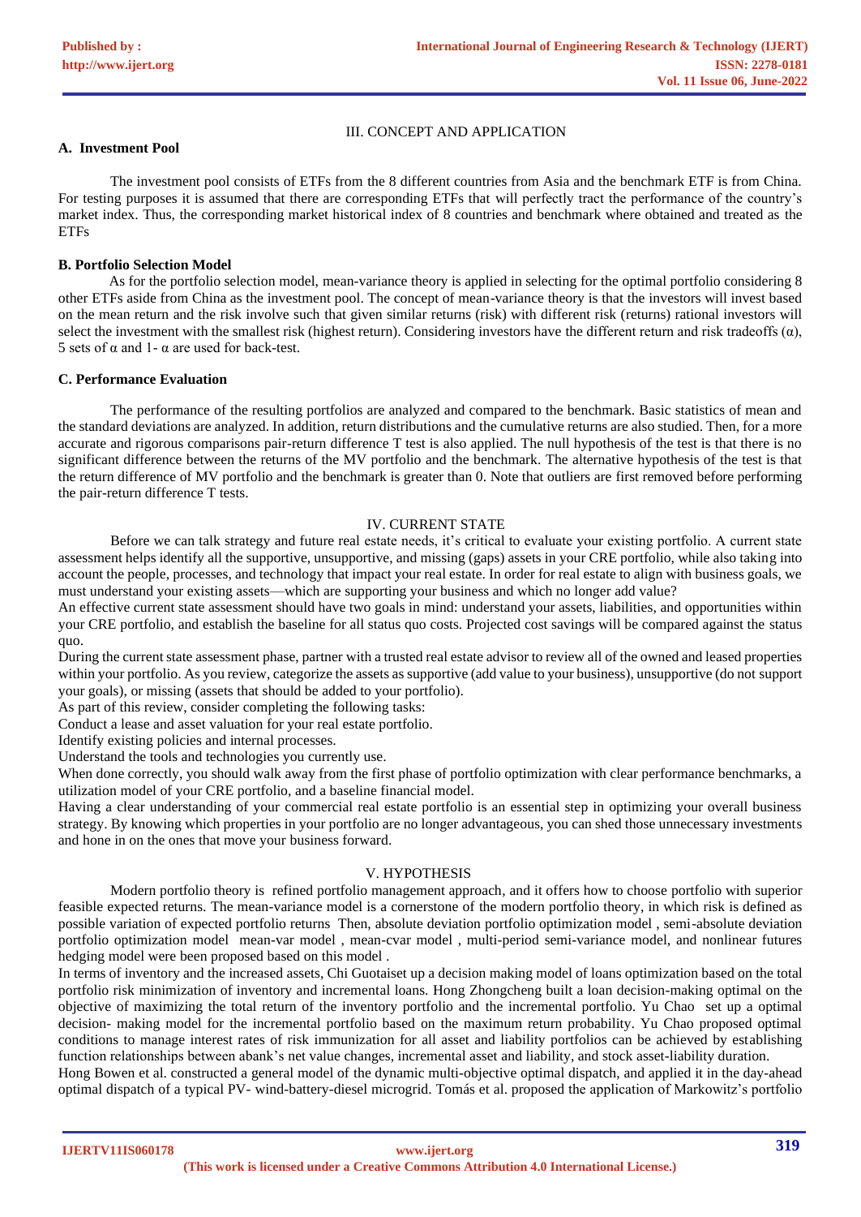## III. CONCEPT AND APPLICATION

### A. Investment Pool

The investment pool consists of ETFs from the 8 different countries from Asia and the benchmark ETF is from China. For testing purposes it is assumed that there are corresponding ETFs that will perfectly tract the performance of the country's market index. Thus, the corresponding market historical index of 8 countries and benchmark where obtained and treated as the ETFs

### B. Portfolio Selection Model

As for the portfolio selection model, mean-variance theory is applied in selecting for the optimal portfolio considering 8 other ETFs aside from China as the investment pool. The concept of mean-variance theory is that the investors will invest based on the mean return and the risk involve such that given similar returns (risk) with different risk (returns) rational investors will select the investment with the smallest risk (highest return). Considering investors have the different return and risk tradeoffs ($\alpha$), 5 sets of $\alpha$ and 1- $\alpha$ are used for back-test.

### C. Performance Evaluation

The performance of the resulting portfolios are analyzed and compared to the benchmark. Basic statistics of mean and the standard deviations are analyzed. In addition, return distributions and the cumulative returns are also studied. Then, for a more accurate and rigorous comparisons pair-return difference T test is also applied. The null hypothesis of the test is that there is no significant difference between the returns of the MV portfolio and the benchmark. The alternative hypothesis of the test is that the return difference of MV portfolio and the benchmark is greater than 0. Note that outliers are first removed before performing the pair-return difference T tests.

## IV. CURRENT STATE

Before we can talk strategy and future real estate needs, it's critical to evaluate your existing portfolio. A current state assessment helps identify all the supportive, unsupportive, and missing (gaps) assets in your CRE portfolio, while also taking into account the people, processes, and technology that impact your real estate. In order for real estate to align with business goals, we must understand your existing assets—which are supporting your business and which no longer add value?

An effective current state assessment should have two goals in mind: understand your assets, liabilities, and opportunities within your CRE portfolio, and establish the baseline for all status quo costs. Projected cost savings will be compared against the status quo.

During the current state assessment phase, partner with a trusted real estate advisor to review all of the owned and leased properties within your portfolio. As you review, categorize the assets as supportive (add value to your business), unsupportive (do not support your goals), or missing (assets that should be added to your portfolio).

As part of this review, consider completing the following tasks:

Conduct a lease and asset valuation for your real estate portfolio.

Identify existing policies and internal processes.

Understand the tools and technologies you currently use.

When done correctly, you should walk away from the first phase of portfolio optimization with clear performance benchmarks, a utilization model of your CRE portfolio, and a baseline financial model.

Having a clear understanding of your commercial real estate portfolio is an essential step in optimizing your overall business strategy. By knowing which properties in your portfolio are no longer advantageous, you can shed those unnecessary investments and hone in on the ones that move your business forward.

## V. HYPOTHESIS

Modern portfolio theory is refined portfolio management approach, and it offers how to choose portfolio with superior feasible expected returns. The mean-variance model is a cornerstone of the modern portfolio theory, in which risk is defined as possible variation of expected portfolio returns Then, absolute deviation portfolio optimization model , semi-absolute deviation portfolio optimization model mean-var model , mean-cvar model , multi-period semi-variance model, and nonlinear futures hedging model were been proposed based on this model .

In terms of inventory and the increased assets, Chi Guotaiset up a decision making model of loans optimization based on the total portfolio risk minimization of inventory and incremental loans. Hong Zhongcheng built a loan decision-making optimal on the objective of maximizing the total return of the inventory portfolio and the incremental portfolio. Yu Chao set up a optimal decision- making model for the incremental portfolio based on the maximum return probability. Yu Chao proposed optimal conditions to manage interest rates of risk immunization for all asset and liability portfolios can be achieved by establishing function relationships between abank's net value changes, incremental asset and liability, and stock asset-liability duration.

Hong Bowen et al. constructed a general model of the dynamic multi-objective optimal dispatch, and applied it in the day-ahead optimal dispatch of a typical PV- wind-battery-diesel microgrid. Tomás et al. proposed the application of Markowitz's portfolio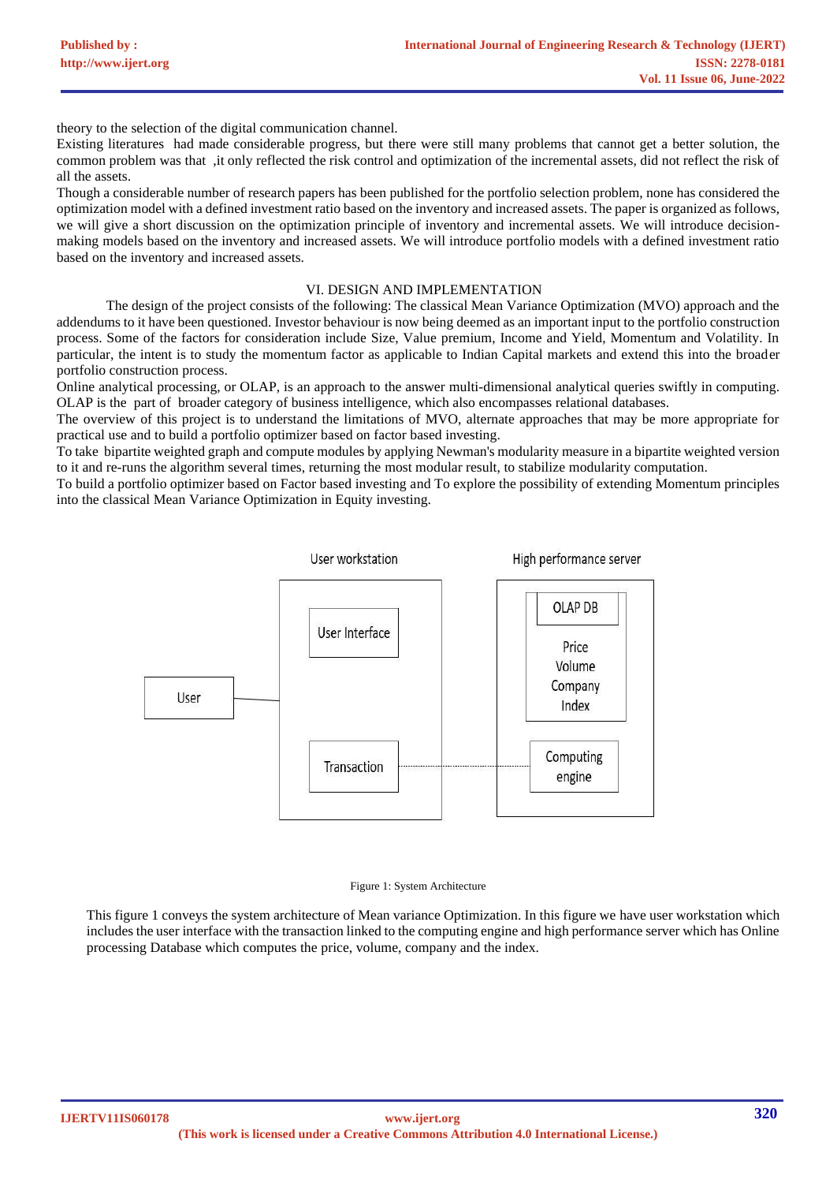theory to the selection of the digital communication channel.

Existing literatures had made considerable progress, but there were still many problems that cannot get a better solution, the common problem was that ,it only reflected the risk control and optimization of the incremental assets, did not reflect the risk of all the assets.

Though a considerable number of research papers has been published for the portfolio selection problem, none has considered the optimization model with a defined investment ratio based on the inventory and increased assets. The paper is organized as follows, we will give a short discussion on the optimization principle of inventory and incremental assets. We will introduce decision-making models based on the inventory and increased assets. We will introduce portfolio models with a defined investment ratio based on the inventory and increased assets.

## VI. DESIGN AND IMPLEMENTATION

The design of the project consists of the following: The classical Mean Variance Optimization (MVO) approach and the addendums to it have been questioned. Investor behaviour is now being deemed as an important input to the portfolio construction process. Some of the factors for consideration include Size, Value premium, Income and Yield, Momentum and Volatility. In particular, the intent is to study the momentum factor as applicable to Indian Capital markets and extend this into the broader portfolio construction process.

Online analytical processing, or OLAP, is an approach to the answer multi-dimensional analytical queries swiftly in computing. OLAP is the part of broader category of business intelligence, which also encompasses relational databases.

The overview of this project is to understand the limitations of MVO, alternate approaches that may be more appropriate for practical use and to build a portfolio optimizer based on factor based investing.

To take bipartite weighted graph and compute modules by applying Newman's modularity measure in a bipartite weighted version to it and re-runs the algorithm several times, returning the most modular result, to stabilize modularity computation.

To build a portfolio optimizer based on Factor based investing and To explore the possibility of extending Momentum principles into the classical Mean Variance Optimization in Equity investing.

Figure 1: System Architecture

This figure 1 conveys the system architecture of Mean variance Optimization. In this figure we have user workstation which includes the user interface with the transaction linked to the computing engine and high performance server which has Online processing Database which computes the price, volume, company and the index.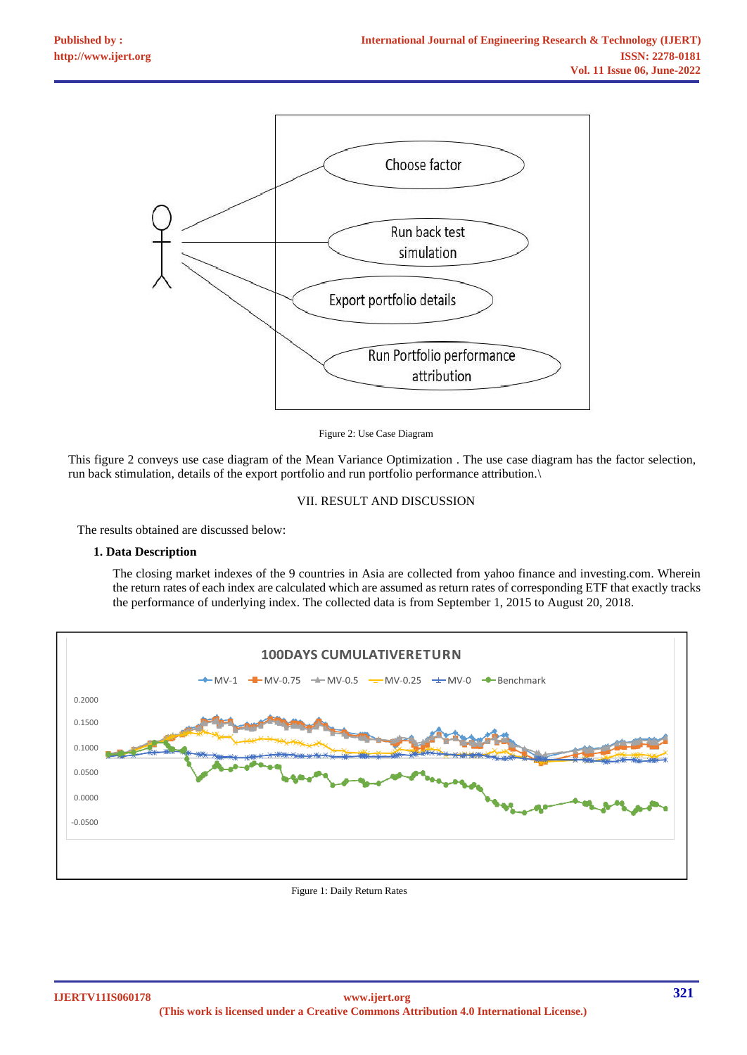Figure 2: Use Case Diagram

This figure 2 conveys use case diagram of the Mean Variance Optimization . The use case diagram has the factor selection, run back stimulation, details of the export portfolio and run portfolio performance attribution.\

## VII. RESULT AND DISCUSSION

The results obtained are discussed below:

### 1. Data Description

The closing market indexes of the 9 countries in Asia are collected from yahoo finance and investing.com. Wherein the return rates of each index are calculated which are assumed as return rates of corresponding ETF that exactly tracks the performance of underlying index. The collected data is from September 1, 2015 to August 20, 2018.

Figure 1: Daily Return Rates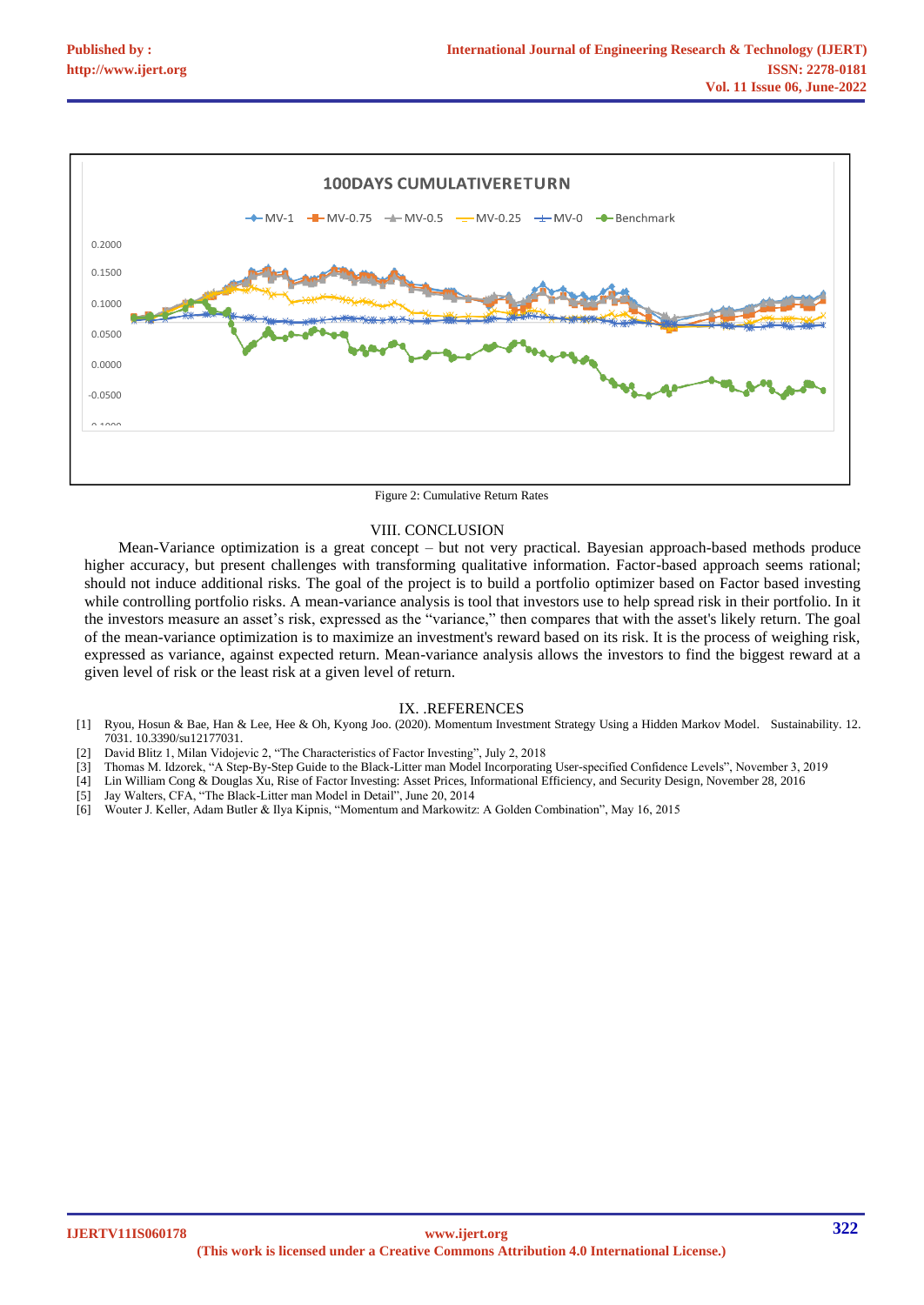100DAYS CUMULATIVERETURN

MV-1 MV-0.75 MV-0.5 MV-0.25 MV-0 Benchmark

0.2000
0.1500
0.1000
0.0500
0.0000
-0.0500
-0.1000

Figure 2: Cumulative Return Rates

## VIII. CONCLUSION

Mean-Variance optimization is a great concept – but not very practical. Bayesian approach-based methods produce higher accuracy, but present challenges with transforming qualitative information. Factor-based approach seems rational; should not induce additional risks. The goal of the project is to build a portfolio optimizer based on Factor based investing while controlling portfolio risks. A mean-variance analysis is tool that investors use to help spread risk in their portfolio. In it the investors measure an asset's risk, expressed as the "variance," then compares that with the asset's likely return. The goal of the mean-variance optimization is to maximize an investment's reward based on its risk. It is the process of weighing risk, expressed as variance, against expected return. Mean-variance analysis allows the investors to find the biggest reward at a given level of risk or the least risk at a given level of return.

## IX. .REFERENCES

[1] Ryou, Hosun & Bae, Han & Lee, Hee & Oh, Kyong Joo. (2020). Momentum Investment Strategy Using a Hidden Markov Model. Sustainability. 12. 7031. 10.3390/su12177031.

[2] David Blitz 1, Milan Vidojevic 2, "The Characteristics of Factor Investing", July 2, 2018

[3] Thomas M. Idzorek, "A Step-By-Step Guide to the Black-Litter man Model Incorporating User-specified Confidence Levels", November 3, 2019

[4] Lin William Cong & Douglas Xu, Rise of Factor Investing: Asset Prices, Informational Efficiency, and Security Design, November 28, 2016

[5] Jay Walters, CFA, "The Black-Litter man Model in Detail", June 20, 2014

[6] Wouter J. Keller, Adam Butler & Ilya Kipnis, "Momentum and Markowitz: A Golden Combination", May 16, 2015